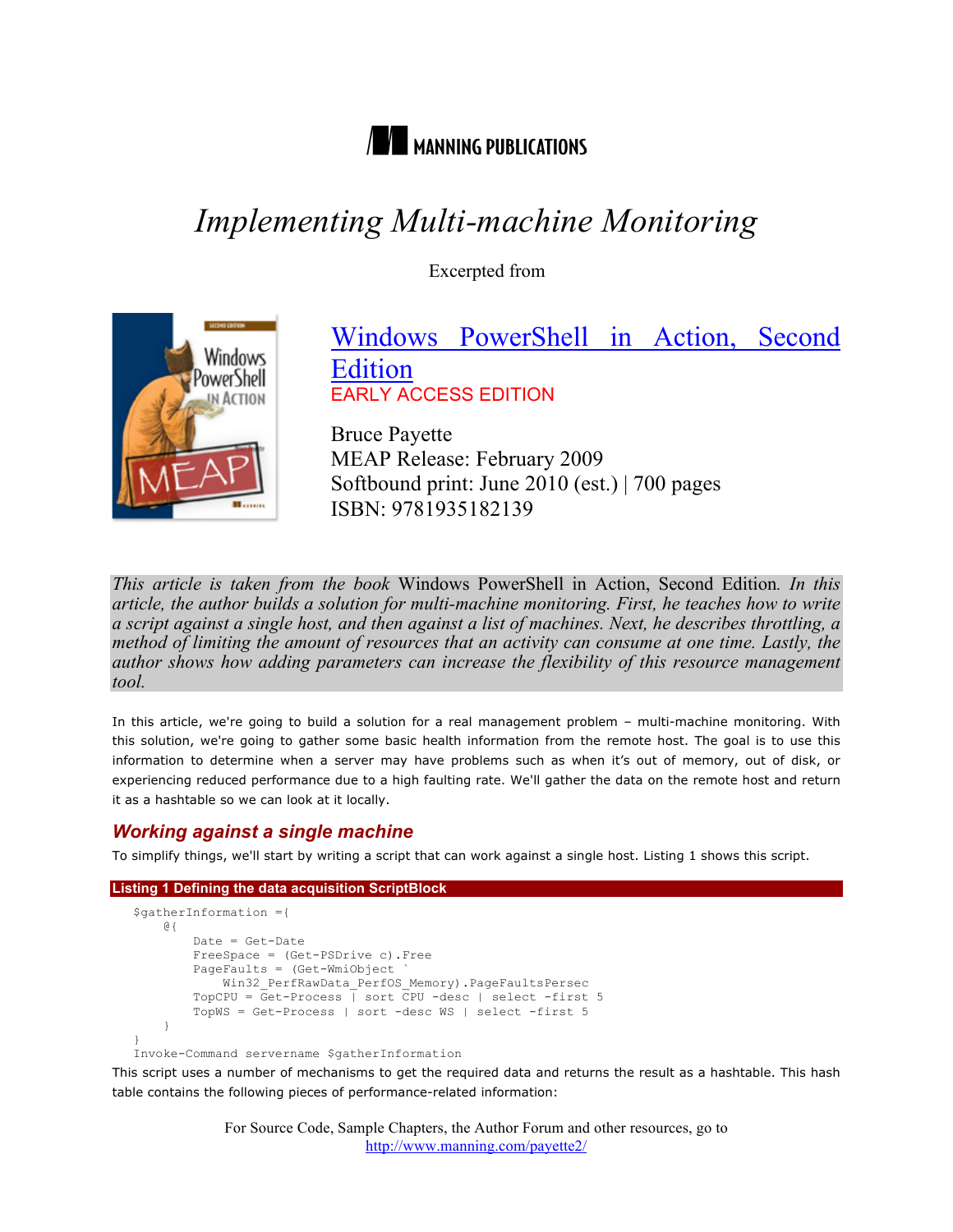MANNING PUBLICATIONS

# *Implementing Multi-machine Monitoring*

Excerpted from

[Windows PowerShell in Action, Second Edition](http://www.manning.com/payette2/)

EARLY ACCESS EDITION

Bruce Payette
MEAP Release: February 2009
Softbound print: June 2010 (est.) | 700 pages
ISBN: 9781935182139

*This article is taken from the book* Windows PowerShell in Action, Second Edition*. In this article, the author builds a solution for multi-machine monitoring. First, he teaches how to write a script against a single host, and then against a list of machines. Next, he describes throttling, a method of limiting the amount of resources that an activity can consume at one time. Lastly, the author shows how adding parameters can increase the flexibility of this resource management tool.*

In this article, we're going to build a solution for a real management problem – multi-machine monitoring. With this solution, we're going to gather some basic health information from the remote host. The goal is to use this information to determine when a server may have problems such as when it's out of memory, out of disk, or experiencing reduced performance due to a high faulting rate. We'll gather the data on the remote host and return it as a hashtable so we can look at it locally.

## Working against a single machine

To simplify things, we'll start by writing a script that can work against a single host. Listing 1 shows this script.

**Listing 1 Defining the data acquisition ScriptBlock**

```
$gatherInformation ={
    @{
        Date = Get-Date
        FreeSpace = (Get-PSDrive c).Free
        PageFaults = (Get-WmiObject `
            Win32_PerfRawData_PerfOS_Memory).PageFaultsPersec
        TopCPU = Get-Process | sort CPU -desc | select -first 5
        TopWS = Get-Process | sort -desc WS | select -first 5
    }
}
Invoke-Command servername $gatherInformation
```

This script uses a number of mechanisms to get the required data and returns the result as a hashtable. This hash table contains the following pieces of performance-related information:

For Source Code, Sample Chapters, the Author Forum and other resources, go to http://www.manning.com/payette2/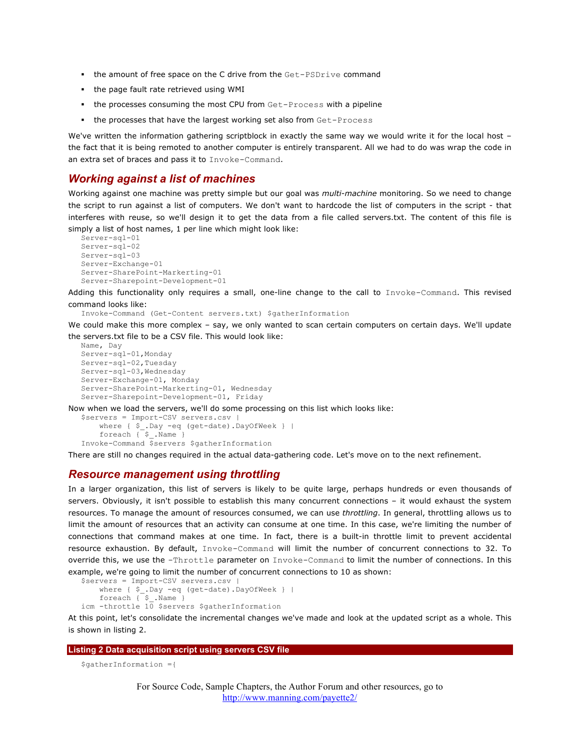- the amount of free space on the C drive from the `Get-PSDrive` command
- the page fault rate retrieved using WMI
- the processes consuming the most CPU from `Get-Process` with a pipeline
- the processes that have the largest working set also from `Get-Process`

We've written the information gathering scriptblock in exactly the same way we would write it for the local host – the fact that it is being remoted to another computer is entirely transparent. All we had to do was wrap the code in an extra set of braces and pass it to `Invoke-Command`.

## *Working against a list of machines*

Working against one machine was pretty simple but our goal was *multi-machine* monitoring. So we need to change the script to run against a list of computers. We don't want to hardcode the list of computers in the script - that interferes with reuse, so we'll design it to get the data from a file called servers.txt. The content of this file is simply a list of host names, 1 per line which might look like:

```
Server-sql-01
Server-sql-02
Server-sql-03
Server-Exchange-01
Server-SharePoint-Markerting-01
Server-Sharepoint-Development-01
```

Adding this functionality only requires a small, one-line change to the call to `Invoke-Command`. This revised command looks like:

```
Invoke-Command (Get-Content servers.txt) $gatherInformation
```

We could make this more complex – say, we only wanted to scan certain computers on certain days. We'll update the servers.txt file to be a CSV file. This would look like:

```
Name, Day
Server-sql-01,Monday
Server-sql-02,Tuesday
Server-sql-03,Wednesday
Server-Exchange-01, Monday
Server-SharePoint-Markerting-01, Wednesday
Server-Sharepoint-Development-01, Friday
```

Now when we load the servers, we'll do some processing on this list which looks like:

```
$servers = Import-CSV servers.csv |
    where { $_.Day -eq (get-date).DayOfWeek } |
    foreach { $_.Name }
Invoke-Command $servers $gatherInformation
```

There are still no changes required in the actual data-gathering code. Let's move on to the next refinement.

## *Resource management using throttling*

In a larger organization, this list of servers is likely to be quite large, perhaps hundreds or even thousands of servers. Obviously, it isn't possible to establish this many concurrent connections – it would exhaust the system resources. To manage the amount of resources consumed, we can use *throttling*. In general, throttling allows us to limit the amount of resources that an activity can consume at one time. In this case, we're limiting the number of connections that command makes at one time. In fact, there is a built-in throttle limit to prevent accidental resource exhaustion. By default, `Invoke-Command` will limit the number of concurrent connections to 32. To override this, we use the `-Throttle` parameter on `Invoke-Command` to limit the number of connections. In this example, we're going to limit the number of concurrent connections to 10 as shown:

```
$servers = Import-CSV servers.csv |
    where { $_.Day -eq (get-date).DayOfWeek } |
    foreach { $_.Name }
icm -throttle 10 $servers $gatherInformation
```

At this point, let's consolidate the incremental changes we've made and look at the updated script as a whole. This is shown in listing 2.

**Listing 2 Data acquisition script using servers CSV file**

```
$gatherInformation ={
```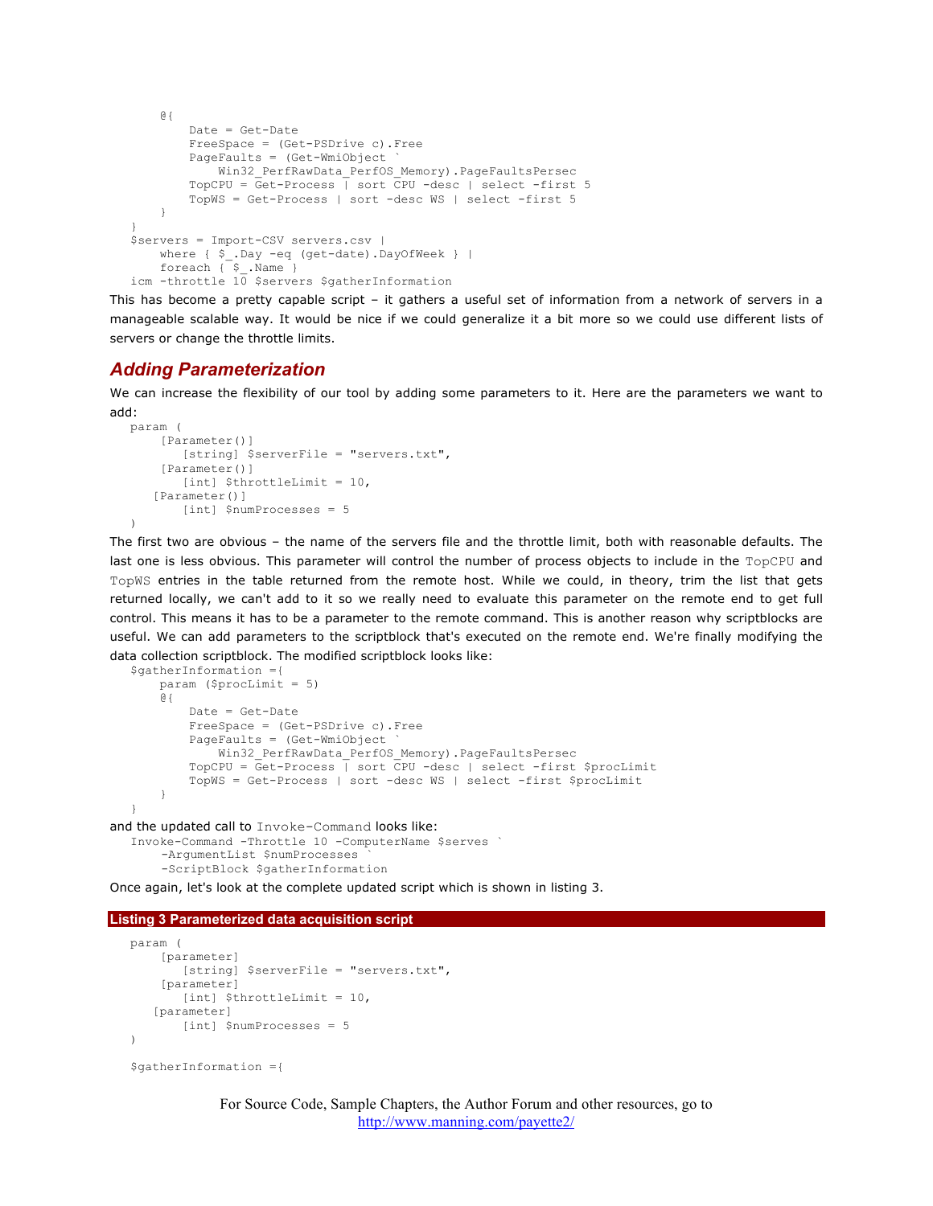```
    @{
        Date = Get-Date
        FreeSpace = (Get-PSDrive c).Free
        PageFaults = (Get-WmiObject `
            Win32_PerfRawData_PerfOS_Memory).PageFaultsPersec
        TopCPU = Get-Process | sort CPU -desc | select -first 5
        TopWS = Get-Process | sort -desc WS | select -first 5
    }
}
$servers = Import-CSV servers.csv |
    where { $_.Day -eq (get-date).DayOfWeek } |
    foreach { $_.Name }
icm -throttle 10 $servers $gatherInformation
```

This has become a pretty capable script – it gathers a useful set of information from a network of servers in a manageable scalable way. It would be nice if we could generalize it a bit more so we could use different lists of servers or change the throttle limits.

## *Adding Parameterization*

We can increase the flexibility of our tool by adding some parameters to it. Here are the parameters we want to add:

```
param (
    [Parameter()]
       [string] $serverFile = "servers.txt",
    [Parameter()]
       [int] $throttleLimit = 10,
   [Parameter()]
       [int] $numProcesses = 5
)
```

The first two are obvious – the name of the servers file and the throttle limit, both with reasonable defaults. The last one is less obvious. This parameter will control the number of process objects to include in the `TopCPU` and `TopWS` entries in the table returned from the remote host. While we could, in theory, trim the list that gets returned locally, we can't add to it so we really need to evaluate this parameter on the remote end to get full control. This means it has to be a parameter to the remote command. This is another reason why scriptblocks are useful. We can add parameters to the scriptblock that's executed on the remote end. We're finally modifying the data collection scriptblock. The modified scriptblock looks like:

```
$gatherInformation ={
    param ($procLimit = 5)
    @{
        Date = Get-Date
        FreeSpace = (Get-PSDrive c).Free
        PageFaults = (Get-WmiObject `
            Win32_PerfRawData_PerfOS_Memory).PageFaultsPersec
        TopCPU = Get-Process | sort CPU -desc | select -first $procLimit
        TopWS = Get-Process | sort -desc WS | select -first $procLimit
    }
}
```

and the updated call to `Invoke-Command` looks like:

```
Invoke-Command -Throttle 10 -ComputerName $serves `
    -ArgumentList $numProcesses `
    -ScriptBlock $gatherInformation
```

Once again, let's look at the complete updated script which is shown in listing 3.

**Listing 3 Parameterized data acquisition script**

```
param (
    [parameter]
       [string] $serverFile = "servers.txt",
    [parameter]
       [int] $throttleLimit = 10,
   [parameter]
       [int] $numProcesses = 5
)

$gatherInformation ={
```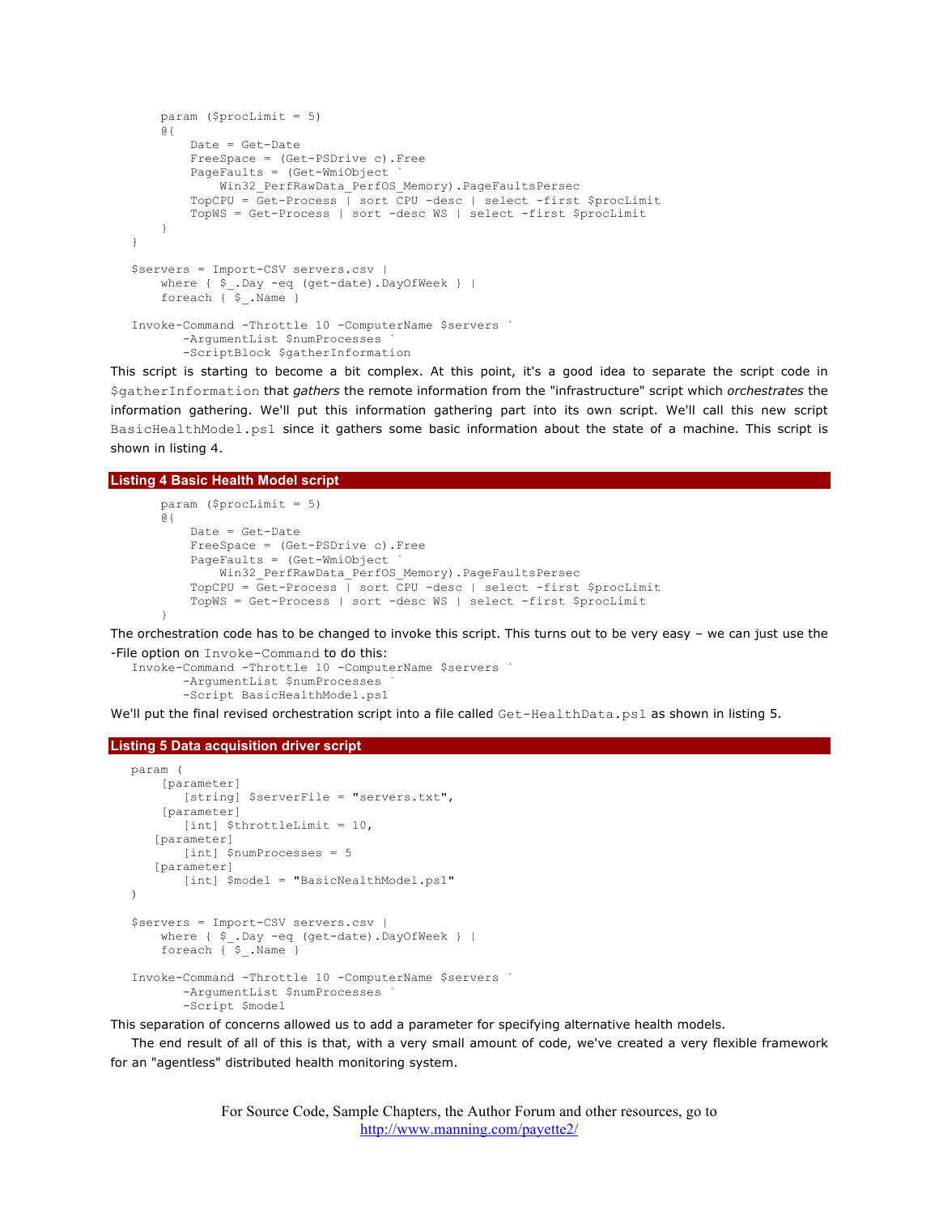```
    param ($procLimit = 5)
    @{
        Date = Get-Date
        FreeSpace = (Get-PSDrive c).Free
        PageFaults = (Get-WmiObject `
            Win32_PerfRawData_PerfOS_Memory).PageFaultsPersec
        TopCPU = Get-Process | sort CPU -desc | select -first $procLimit
        TopWS = Get-Process | sort -desc WS | select -first $procLimit
    }
}

$servers = Import-CSV servers.csv |
    where { $_.Day -eq (get-date).DayOfWeek } |
    foreach { $_.Name }

Invoke-Command -Throttle 10 -ComputerName $servers `
       -ArgumentList $numProcesses `
       -ScriptBlock $gatherInformation
```

This script is starting to become a bit complex. At this point, it's a good idea to separate the script code in `$gatherInformation` that *gathers* the remote information from the "infrastructure" script which *orchestrates* the information gathering. We'll put this information gathering part into its own script. We'll call this new script `BasicHealthModel.ps1` since it gathers some basic information about the state of a machine. This script is shown in listing 4.

**Listing 4 Basic Health Model script**

```
    param ($procLimit = 5)
    @{
        Date = Get-Date
        FreeSpace = (Get-PSDrive c).Free
        PageFaults = (Get-WmiObject `
            Win32_PerfRawData_PerfOS_Memory).PageFaultsPersec
        TopCPU = Get-Process | sort CPU -desc | select -first $procLimit
        TopWS = Get-Process | sort -desc WS | select -first $procLimit
    }
```

The orchestration code has to be changed to invoke this script. This turns out to be very easy – we can just use the -File option on `Invoke-Command` to do this:

```
Invoke-Command -Throttle 10 -ComputerName $servers `
       -ArgumentList $numProcesses `
       -Script BasicHealthModel.ps1
```

We'll put the final revised orchestration script into a file called `Get-HealthData.ps1` as shown in listing 5.

**Listing 5 Data acquisition driver script**

```
param (
    [parameter]
       [string] $serverFile = "servers.txt",
    [parameter]
       [int] $throttleLimit = 10,
   [parameter]
       [int] $numProcesses = 5
   [parameter]
       [int] $model = "BasicNealthModel.ps1"
)

$servers = Import-CSV servers.csv |
    where { $_.Day -eq (get-date).DayOfWeek } |
    foreach { $_.Name }

Invoke-Command -Throttle 10 -ComputerName $servers `
       -ArgumentList $numProcesses `
       -Script $model
```

This separation of concerns allowed us to add a parameter for specifying alternative health models.

The end result of all of this is that, with a very small amount of code, we've created a very flexible framework for an "agentless" distributed health monitoring system.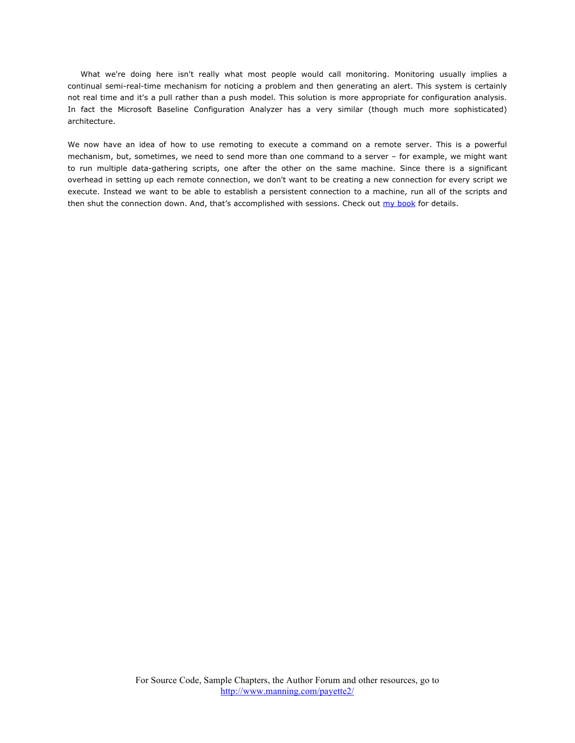What we're doing here isn't really what most people would call monitoring. Monitoring usually implies a continual semi-real-time mechanism for noticing a problem and then generating an alert. This system is certainly not real time and it's a pull rather than a push model. This solution is more appropriate for configuration analysis. In fact the Microsoft Baseline Configuration Analyzer has a very similar (though much more sophisticated) architecture.

We now have an idea of how to use remoting to execute a command on a remote server. This is a powerful mechanism, but, sometimes, we need to send more than one command to a server – for example, we might want to run multiple data-gathering scripts, one after the other on the same machine. Since there is a significant overhead in setting up each remote connection, we don't want to be creating a new connection for every script we execute. Instead we want to be able to establish a persistent connection to a machine, run all of the scripts and then shut the connection down. And, that's accomplished with sessions. Check out my book for details.